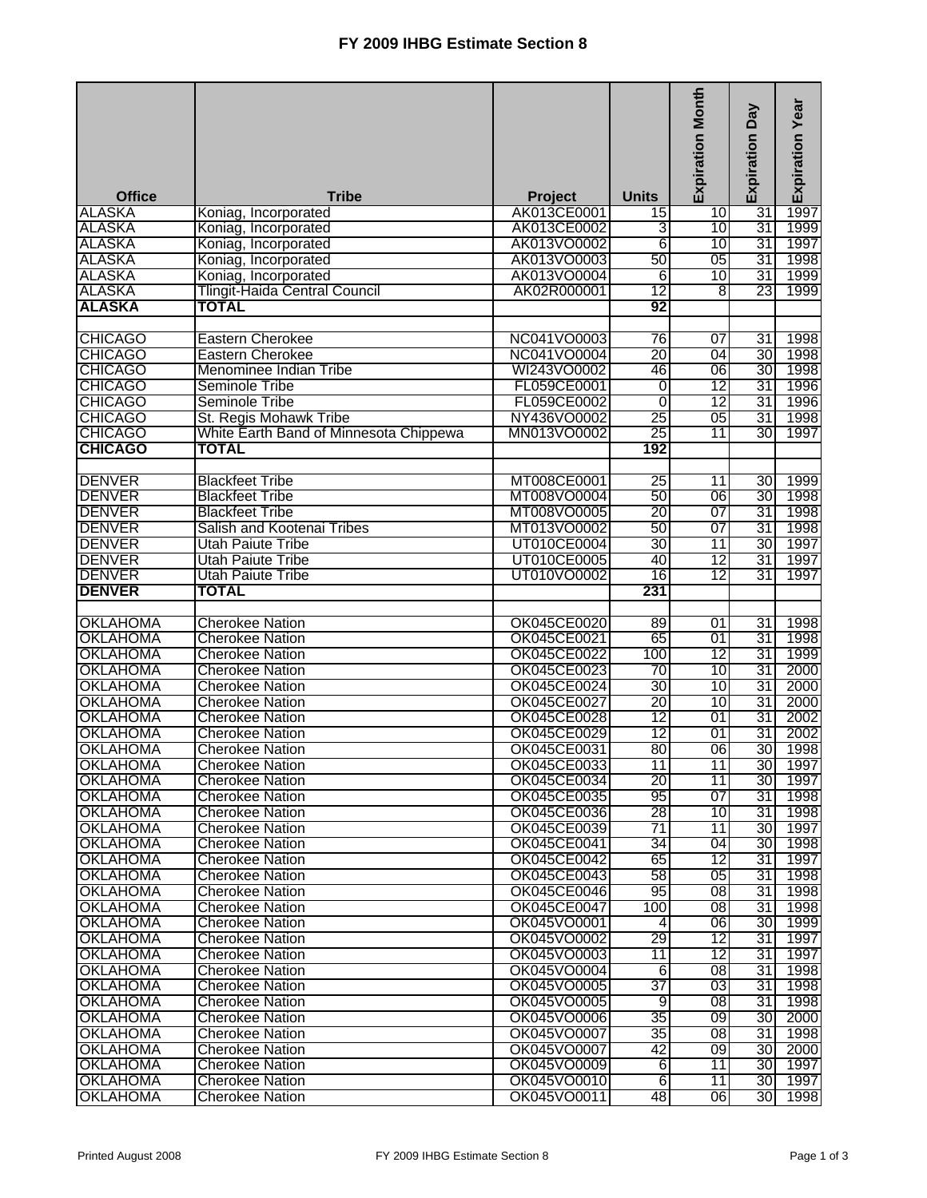# FY 2009 IHBG Estimate Section 8

| Office | Tribe | Project | Units | Expiration Month | Expiration Day | Expiration Year |
|---|---|---|---|---|---|---|
| ALASKA | Koniag, Incorporated | AK013CE0001 | 15 | 10 | 31 | 1997 |
| ALASKA | Koniag, Incorporated | AK013CE0002 | 3 | 10 | 31 | 1999 |
| ALASKA | Koniag, Incorporated | AK013VO0002 | 6 | 10 | 31 | 1997 |
| ALASKA | Koniag, Incorporated | AK013VO0003 | 50 | 05 | 31 | 1998 |
| ALASKA | Koniag, Incorporated | AK013VO0004 | 6 | 10 | 31 | 1999 |
| ALASKA | Tlingit-Haida Central Council | AK02R000001 | 12 | 8 | 23 | 1999 |
| **ALASKA** | **TOTAL** | | **92** | | | |
| | | | | | | |
| CHICAGO | Eastern Cherokee | NC041VO0003 | 76 | 07 | 31 | 1998 |
| CHICAGO | Eastern Cherokee | NC041VO0004 | 20 | 04 | 30 | 1998 |
| CHICAGO | Menominee Indian Tribe | WI243VO0002 | 46 | 06 | 30 | 1998 |
| CHICAGO | Seminole Tribe | FL059CE0001 | 0 | 12 | 31 | 1996 |
| CHICAGO | Seminole Tribe | FL059CE0002 | 0 | 12 | 31 | 1996 |
| CHICAGO | St. Regis Mohawk Tribe | NY436VO0002 | 25 | 05 | 31 | 1998 |
| CHICAGO | White Earth Band of Minnesota Chippewa | MN013VO0002 | 25 | 11 | 30 | 1997 |
| **CHICAGO** | **TOTAL** | | **192** | | | |
| | | | | | | |
| DENVER | Blackfeet Tribe | MT008CE0001 | 25 | 11 | 30 | 1999 |
| DENVER | Blackfeet Tribe | MT008VO0004 | 50 | 06 | 30 | 1998 |
| DENVER | Blackfeet Tribe | MT008VO0005 | 20 | 07 | 31 | 1998 |
| DENVER | Salish and Kootenai Tribes | MT013VO0002 | 50 | 07 | 31 | 1998 |
| DENVER | Utah Paiute Tribe | UT010CE0004 | 30 | 11 | 30 | 1997 |
| DENVER | Utah Paiute Tribe | UT010CE0005 | 40 | 12 | 31 | 1997 |
| DENVER | Utah Paiute Tribe | UT010VO0002 | 16 | 12 | 31 | 1997 |
| **DENVER** | **TOTAL** | | **231** | | | |
| | | | | | | |
| OKLAHOMA | Cherokee Nation | OK045CE0020 | 89 | 01 | 31 | 1998 |
| OKLAHOMA | Cherokee Nation | OK045CE0021 | 65 | 01 | 31 | 1998 |
| OKLAHOMA | Cherokee Nation | OK045CE0022 | 100 | 12 | 31 | 1999 |
| OKLAHOMA | Cherokee Nation | OK045CE0023 | 70 | 10 | 31 | 2000 |
| OKLAHOMA | Cherokee Nation | OK045CE0024 | 30 | 10 | 31 | 2000 |
| OKLAHOMA | Cherokee Nation | OK045CE0027 | 20 | 10 | 31 | 2000 |
| OKLAHOMA | Cherokee Nation | OK045CE0028 | 12 | 01 | 31 | 2002 |
| OKLAHOMA | Cherokee Nation | OK045CE0029 | 12 | 01 | 31 | 2002 |
| OKLAHOMA | Cherokee Nation | OK045CE0031 | 80 | 06 | 30 | 1998 |
| OKLAHOMA | Cherokee Nation | OK045CE0033 | 11 | 11 | 30 | 1997 |
| OKLAHOMA | Cherokee Nation | OK045CE0034 | 20 | 11 | 30 | 1997 |
| OKLAHOMA | Cherokee Nation | OK045CE0035 | 95 | 07 | 31 | 1998 |
| OKLAHOMA | Cherokee Nation | OK045CE0036 | 28 | 10 | 31 | 1998 |
| OKLAHOMA | Cherokee Nation | OK045CE0039 | 71 | 11 | 30 | 1997 |
| OKLAHOMA | Cherokee Nation | OK045CE0041 | 34 | 04 | 30 | 1998 |
| OKLAHOMA | Cherokee Nation | OK045CE0042 | 65 | 12 | 31 | 1997 |
| OKLAHOMA | Cherokee Nation | OK045CE0043 | 58 | 05 | 31 | 1998 |
| OKLAHOMA | Cherokee Nation | OK045CE0046 | 95 | 08 | 31 | 1998 |
| OKLAHOMA | Cherokee Nation | OK045CE0047 | 100 | 08 | 31 | 1998 |
| OKLAHOMA | Cherokee Nation | OK045VO0001 | 4 | 06 | 30 | 1999 |
| OKLAHOMA | Cherokee Nation | OK045VO0002 | 29 | 12 | 31 | 1997 |
| OKLAHOMA | Cherokee Nation | OK045VO0003 | 11 | 12 | 31 | 1997 |
| OKLAHOMA | Cherokee Nation | OK045VO0004 | 6 | 08 | 31 | 1998 |
| OKLAHOMA | Cherokee Nation | OK045VO0005 | 37 | 03 | 31 | 1998 |
| OKLAHOMA | Cherokee Nation | OK045VO0005 | 9 | 08 | 31 | 1998 |
| OKLAHOMA | Cherokee Nation | OK045VO0006 | 35 | 09 | 30 | 2000 |
| OKLAHOMA | Cherokee Nation | OK045VO0007 | 35 | 08 | 31 | 1998 |
| OKLAHOMA | Cherokee Nation | OK045VO0007 | 42 | 09 | 30 | 2000 |
| OKLAHOMA | Cherokee Nation | OK045VO0009 | 6 | 11 | 30 | 1997 |
| OKLAHOMA | Cherokee Nation | OK045VO0010 | 6 | 11 | 30 | 1997 |
| OKLAHOMA | Cherokee Nation | OK045VO0011 | 48 | 06 | 30 | 1998 |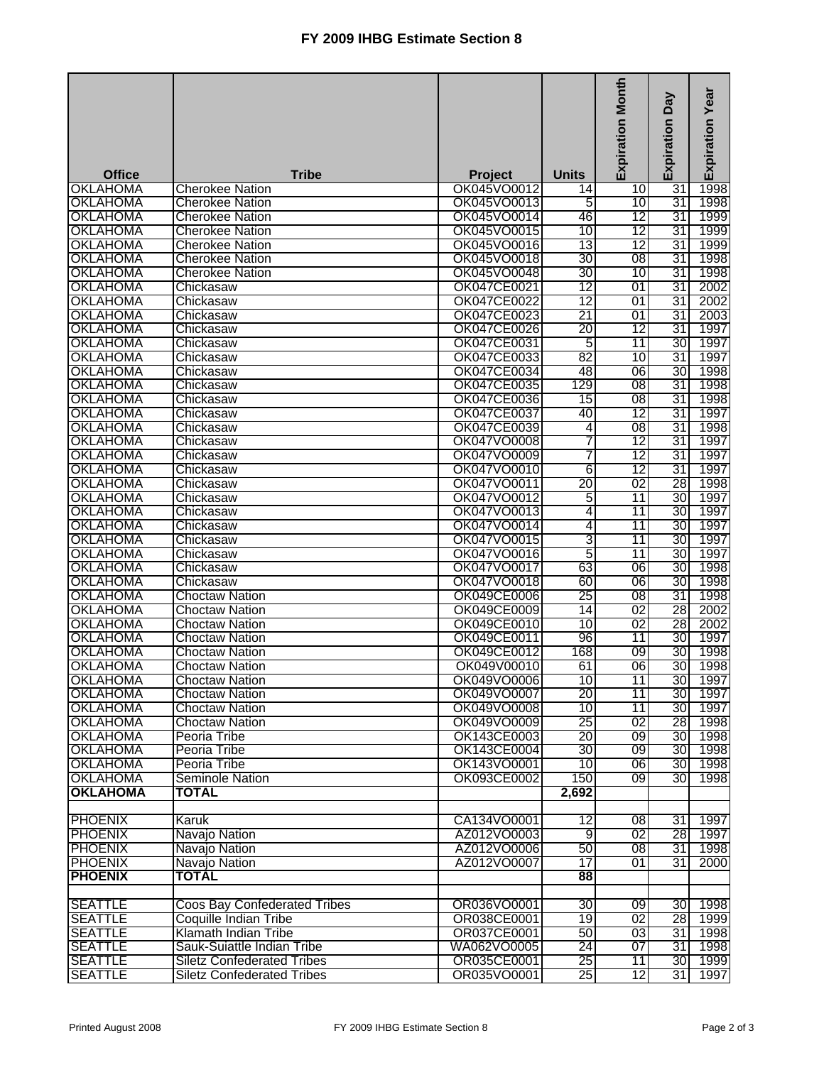# FY 2009 IHBG Estimate Section 8

| Office | Tribe | Project | Units | Expiration Month | Expiration Day | Expiration Year |
|---|---|---|---|---|---|---|
| OKLAHOMA | Cherokee Nation | OK045VO0012 | 14 | 10 | 31 | 1998 |
| OKLAHOMA | Cherokee Nation | OK045VO0013 | 5 | 10 | 31 | 1998 |
| OKLAHOMA | Cherokee Nation | OK045VO0014 | 46 | 12 | 31 | 1999 |
| OKLAHOMA | Cherokee Nation | OK045VO0015 | 10 | 12 | 31 | 1999 |
| OKLAHOMA | Cherokee Nation | OK045VO0016 | 13 | 12 | 31 | 1999 |
| OKLAHOMA | Cherokee Nation | OK045VO0018 | 30 | 08 | 31 | 1998 |
| OKLAHOMA | Cherokee Nation | OK045VO0048 | 30 | 10 | 31 | 1998 |
| OKLAHOMA | Chickasaw | OK047CE0021 | 12 | 01 | 31 | 2002 |
| OKLAHOMA | Chickasaw | OK047CE0022 | 12 | 01 | 31 | 2002 |
| OKLAHOMA | Chickasaw | OK047CE0023 | 21 | 01 | 31 | 2003 |
| OKLAHOMA | Chickasaw | OK047CE0026 | 20 | 12 | 31 | 1997 |
| OKLAHOMA | Chickasaw | OK047CE0031 | 5 | 11 | 30 | 1997 |
| OKLAHOMA | Chickasaw | OK047CE0033 | 82 | 10 | 31 | 1997 |
| OKLAHOMA | Chickasaw | OK047CE0034 | 48 | 06 | 30 | 1998 |
| OKLAHOMA | Chickasaw | OK047CE0035 | 129 | 08 | 31 | 1998 |
| OKLAHOMA | Chickasaw | OK047CE0036 | 15 | 08 | 31 | 1998 |
| OKLAHOMA | Chickasaw | OK047CE0037 | 40 | 12 | 31 | 1997 |
| OKLAHOMA | Chickasaw | OK047CE0039 | 4 | 08 | 31 | 1998 |
| OKLAHOMA | Chickasaw | OK047VO0008 | 7 | 12 | 31 | 1997 |
| OKLAHOMA | Chickasaw | OK047VO0009 | 7 | 12 | 31 | 1997 |
| OKLAHOMA | Chickasaw | OK047VO0010 | 6 | 12 | 31 | 1997 |
| OKLAHOMA | Chickasaw | OK047VO0011 | 20 | 02 | 28 | 1998 |
| OKLAHOMA | Chickasaw | OK047VO0012 | 5 | 11 | 30 | 1997 |
| OKLAHOMA | Chickasaw | OK047VO0013 | 4 | 11 | 30 | 1997 |
| OKLAHOMA | Chickasaw | OK047VO0014 | 4 | 11 | 30 | 1997 |
| OKLAHOMA | Chickasaw | OK047VO0015 | 3 | 11 | 30 | 1997 |
| OKLAHOMA | Chickasaw | OK047VO0016 | 5 | 11 | 30 | 1997 |
| OKLAHOMA | Chickasaw | OK047VO0017 | 63 | 06 | 30 | 1998 |
| OKLAHOMA | Chickasaw | OK047VO0018 | 60 | 06 | 30 | 1998 |
| OKLAHOMA | Choctaw Nation | OK049CE0006 | 25 | 08 | 31 | 1998 |
| OKLAHOMA | Choctaw Nation | OK049CE0009 | 14 | 02 | 28 | 2002 |
| OKLAHOMA | Choctaw Nation | OK049CE0010 | 10 | 02 | 28 | 2002 |
| OKLAHOMA | Choctaw Nation | OK049CE0011 | 96 | 11 | 30 | 1997 |
| OKLAHOMA | Choctaw Nation | OK049CE0012 | 168 | 09 | 30 | 1998 |
| OKLAHOMA | Choctaw Nation | OK049V00010 | 61 | 06 | 30 | 1998 |
| OKLAHOMA | Choctaw Nation | OK049VO0006 | 10 | 11 | 30 | 1997 |
| OKLAHOMA | Choctaw Nation | OK049VO0007 | 20 | 11 | 30 | 1997 |
| OKLAHOMA | Choctaw Nation | OK049VO0008 | 10 | 11 | 30 | 1997 |
| OKLAHOMA | Choctaw Nation | OK049VO0009 | 25 | 02 | 28 | 1998 |
| OKLAHOMA | Peoria Tribe | OK143CE0003 | 20 | 09 | 30 | 1998 |
| OKLAHOMA | Peoria Tribe | OK143CE0004 | 30 | 09 | 30 | 1998 |
| OKLAHOMA | Peoria Tribe | OK143VO0001 | 10 | 06 | 30 | 1998 |
| OKLAHOMA | Seminole Nation | OK093CE0002 | 150 | 09 | 30 | 1998 |
| **OKLAHOMA** | **TOTAL** | | **2,692** | | | |
| | | | | | | |
| PHOENIX | Karuk | CA134VO0001 | 12 | 08 | 31 | 1997 |
| PHOENIX | Navajo Nation | AZ012VO0003 | 9 | 02 | 28 | 1997 |
| PHOENIX | Navajo Nation | AZ012VO0006 | 50 | 08 | 31 | 1998 |
| PHOENIX | Navajo Nation | AZ012VO0007 | 17 | 01 | 31 | 2000 |
| **PHOENIX** | **TOTAL** | | **88** | | | |
| | | | | | | |
| SEATTLE | Coos Bay Confederated Tribes | OR036VO0001 | 30 | 09 | 30 | 1998 |
| SEATTLE | Coquille Indian Tribe | OR038CE0001 | 19 | 02 | 28 | 1999 |
| SEATTLE | Klamath Indian Tribe | OR037CE0001 | 50 | 03 | 31 | 1998 |
| SEATTLE | Sauk-Suiattle Indian Tribe | WA062VO0005 | 24 | 07 | 31 | 1998 |
| SEATTLE | Siletz Confederated Tribes | OR035CE0001 | 25 | 11 | 30 | 1999 |
| SEATTLE | Siletz Confederated Tribes | OR035VO0001 | 25 | 12 | 31 | 1997 |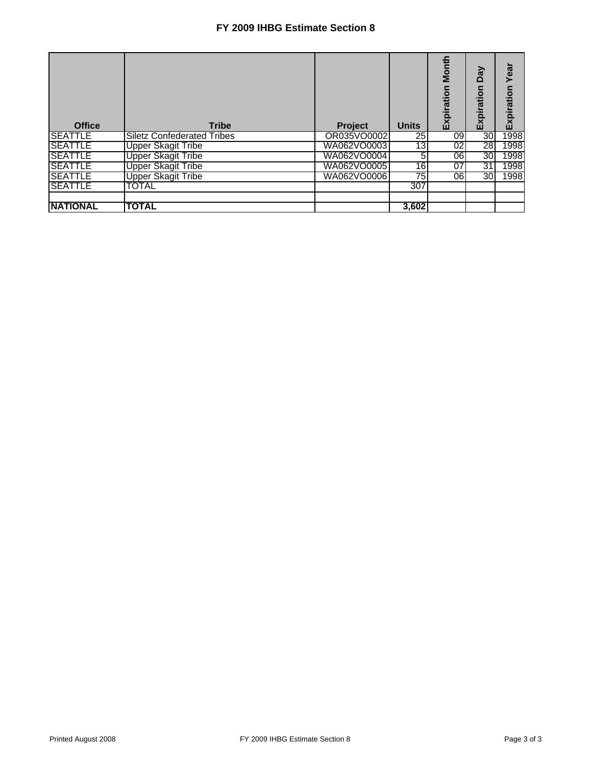# FY 2009 IHBG Estimate Section 8

| Office | Tribe | Project | Units | Expiration Month | Expiration Day | Expiration Year |
|---|---|---|---|---|---|---|
| SEATTLE | Siletz Confederated Tribes | OR035VO0002 | 25 | 09 | 30 | 1998 |
| SEATTLE | Upper Skagit Tribe | WA062VO0003 | 13 | 02 | 28 | 1998 |
| SEATTLE | Upper Skagit Tribe | WA062VO0004 | 5 | 06 | 30 | 1998 |
| SEATTLE | Upper Skagit Tribe | WA062VO0005 | 16 | 07 | 31 | 1998 |
| SEATTLE | Upper Skagit Tribe | WA062VO0006 | 75 | 06 | 30 | 1998 |
| SEATTLE | TOTAL | | 307 | | | |
| | | | | | | |
| **NATIONAL** | **TOTAL** | | **3,602** | | | |

Printed August 2008